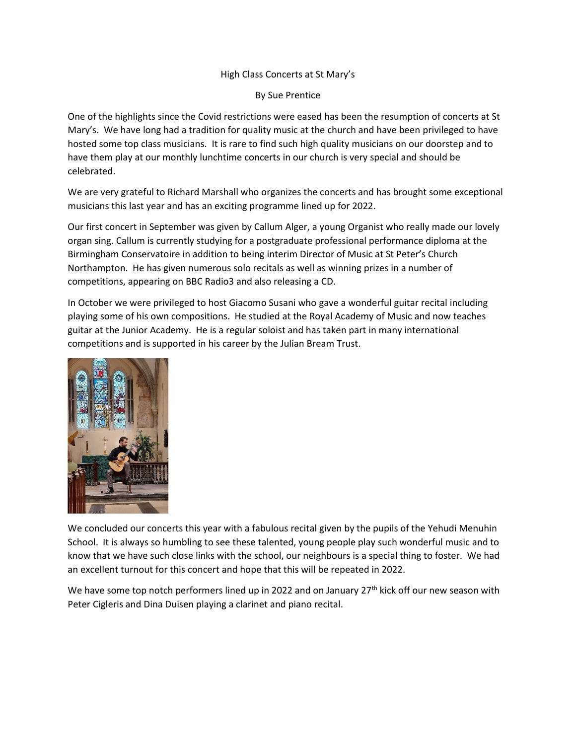# High Class Concerts at St Mary's

By Sue Prentice

One of the highlights since the Covid restrictions were eased has been the resumption of concerts at St Mary's. We have long had a tradition for quality music at the church and have been privileged to have hosted some top class musicians. It is rare to find such high quality musicians on our doorstep and to have them play at our monthly lunchtime concerts in our church is very special and should be celebrated.

We are very grateful to Richard Marshall who organizes the concerts and has brought some exceptional musicians this last year and has an exciting programme lined up for 2022.

Our first concert in September was given by Callum Alger, a young Organist who really made our lovely organ sing. Callum is currently studying for a postgraduate professional performance diploma at the Birmingham Conservatoire in addition to being interim Director of Music at St Peter's Church Northampton. He has given numerous solo recitals as well as winning prizes in a number of competitions, appearing on BBC Radio3 and also releasing a CD.

In October we were privileged to host Giacomo Susani who gave a wonderful guitar recital including playing some of his own compositions. He studied at the Royal Academy of Music and now teaches guitar at the Junior Academy. He is a regular soloist and has taken part in many international competitions and is supported in his career by the Julian Bream Trust.

We concluded our concerts this year with a fabulous recital given by the pupils of the Yehudi Menuhin School. It is always so humbling to see these talented, young people play such wonderful music and to know that we have such close links with the school, our neighbours is a special thing to foster. We had an excellent turnout for this concert and hope that this will be repeated in 2022.

We have some top notch performers lined up in 2022 and on January 27th kick off our new season with Peter Cigleris and Dina Duisen playing a clarinet and piano recital.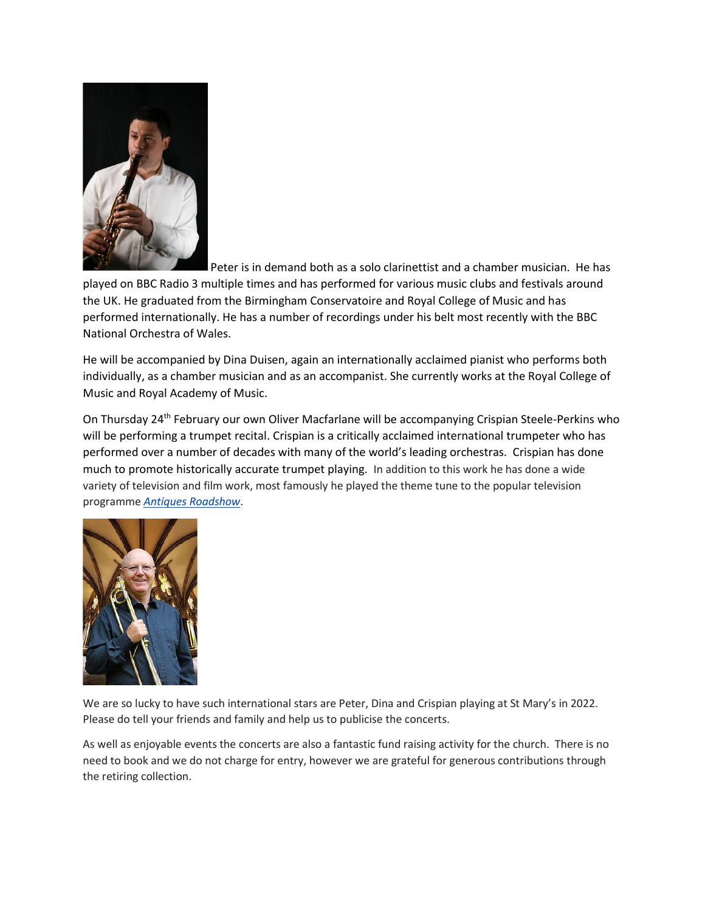Peter is in demand both as a solo clarinettist and a chamber musician. He has played on BBC Radio 3 multiple times and has performed for various music clubs and festivals around the UK. He graduated from the Birmingham Conservatoire and Royal College of Music and has performed internationally. He has a number of recordings under his belt most recently with the BBC National Orchestra of Wales.

He will be accompanied by Dina Duisen, again an internationally acclaimed pianist who performs both individually, as a chamber musician and as an accompanist. She currently works at the Royal College of Music and Royal Academy of Music.

On Thursday 24th February our own Oliver Macfarlane will be accompanying Crispian Steele-Perkins who will be performing a trumpet recital. Crispian is a critically acclaimed international trumpeter who has performed over a number of decades with many of the world's leading orchestras. Crispian has done much to promote historically accurate trumpet playing. In addition to this work he has done a wide variety of television and film work, most famously he played the theme tune to the popular television programme *Antiques Roadshow*.

We are so lucky to have such international stars are Peter, Dina and Crispian playing at St Mary's in 2022. Please do tell your friends and family and help us to publicise the concerts.

As well as enjoyable events the concerts are also a fantastic fund raising activity for the church. There is no need to book and we do not charge for entry, however we are grateful for generous contributions through the retiring collection.